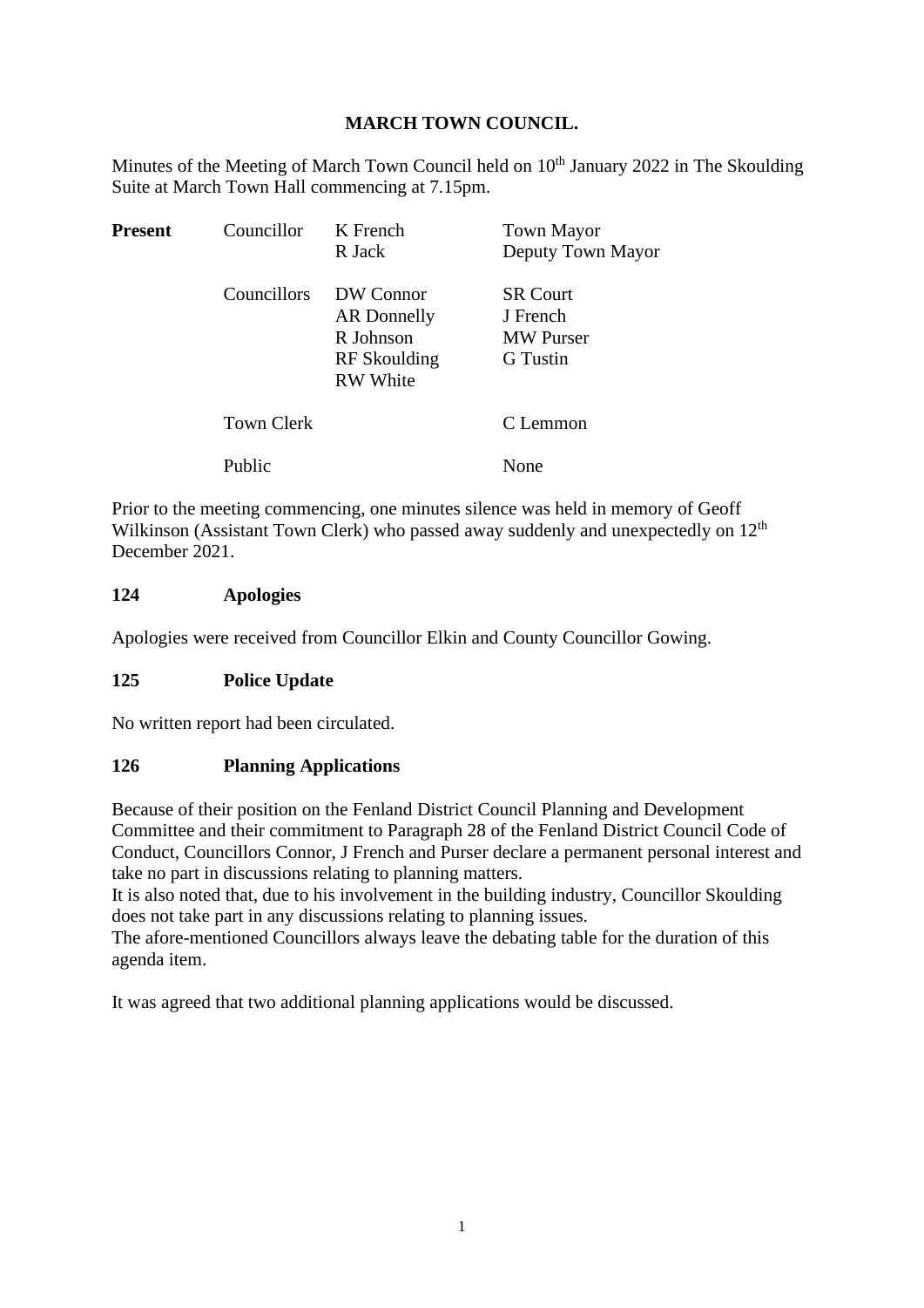# MARCH TOWN COUNCIL.

Minutes of the Meeting of March Town Council held on 10th January 2022 in The Skoulding Suite at March Town Hall commencing at 7.15pm.

| **Present** | Councillor | K French | Town Mayor |
|---|---|---|---|
| | | R Jack | Deputy Town Mayor |
| | Councillors | DW Connor | SR Court |
| | | AR Donnelly | J French |
| | | R Johnson | MW Purser |
| | | RF Skoulding | G Tustin |
| | | RW White | |
| | Town Clerk | | C Lemmon |
| | Public | | None |

Prior to the meeting commencing, one minutes silence was held in memory of Geoff Wilkinson (Assistant Town Clerk) who passed away suddenly and unexpectedly on 12th December 2021.

## 124 Apologies

Apologies were received from Councillor Elkin and County Councillor Gowing.

## 125 Police Update

No written report had been circulated.

## 126 Planning Applications

Because of their position on the Fenland District Council Planning and Development Committee and their commitment to Paragraph 28 of the Fenland District Council Code of Conduct, Councillors Connor, J French and Purser declare a permanent personal interest and take no part in discussions relating to planning matters.
It is also noted that, due to his involvement in the building industry, Councillor Skoulding does not take part in any discussions relating to planning issues.
The afore-mentioned Councillors always leave the debating table for the duration of this agenda item.

It was agreed that two additional planning applications would be discussed.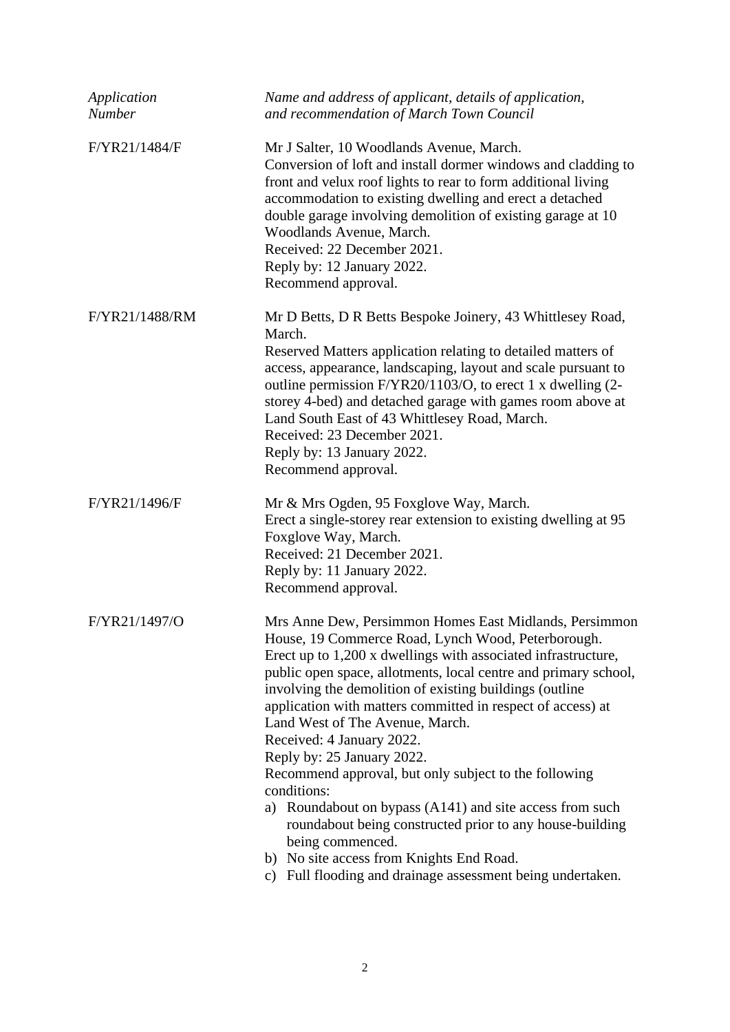| *Application Number* | *Name and address of applicant, details of application, and recommendation of March Town Council* |
|---|---|
| F/YR21/1484/F | Mr J Salter, 10 Woodlands Avenue, March.<br>Conversion of loft and install dormer windows and cladding to front and velux roof lights to rear to form additional living accommodation to existing dwelling and erect a detached double garage involving demolition of existing garage at 10 Woodlands Avenue, March.<br>Received: 22 December 2021.<br>Reply by: 12 January 2022.<br>Recommend approval. |
| F/YR21/1488/RM | Mr D Betts, D R Betts Bespoke Joinery, 43 Whittlesey Road, March.<br>Reserved Matters application relating to detailed matters of access, appearance, landscaping, layout and scale pursuant to outline permission F/YR20/1103/O, to erect 1 x dwelling (2-storey 4-bed) and detached garage with games room above at Land South East of 43 Whittlesey Road, March.<br>Received: 23 December 2021.<br>Reply by: 13 January 2022.<br>Recommend approval. |
| F/YR21/1496/F | Mr & Mrs Ogden, 95 Foxglove Way, March.<br>Erect a single-storey rear extension to existing dwelling at 95 Foxglove Way, March.<br>Received: 21 December 2021.<br>Reply by: 11 January 2022.<br>Recommend approval. |
| F/YR21/1497/O | Mrs Anne Dew, Persimmon Homes East Midlands, Persimmon House, 19 Commerce Road, Lynch Wood, Peterborough.<br>Erect up to 1,200 x dwellings with associated infrastructure, public open space, allotments, local centre and primary school, involving the demolition of existing buildings (outline application with matters committed in respect of access) at Land West of The Avenue, March.<br>Received: 4 January 2022.<br>Reply by: 25 January 2022.<br>Recommend approval, but only subject to the following conditions:<br>a) Roundabout on bypass (A141) and site access from such roundabout being constructed prior to any house-building being commenced.<br>b) No site access from Knights End Road.<br>c) Full flooding and drainage assessment being undertaken. |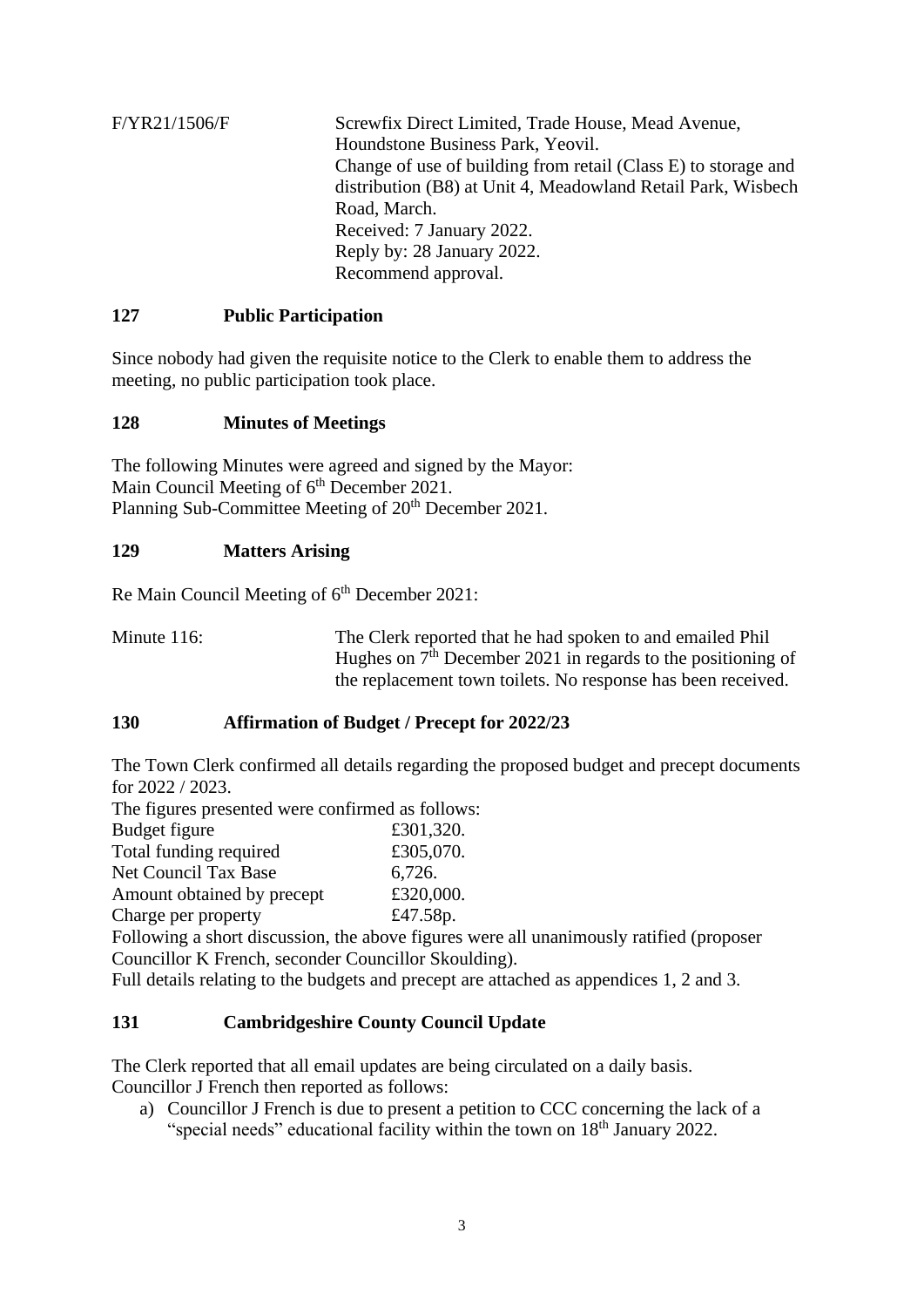| | |
|---|---|
| F/YR21/1506/F | Screwfix Direct Limited, Trade House, Mead Avenue, Houndstone Business Park, Yeovil.<br>Change of use of building from retail (Class E) to storage and distribution (B8) at Unit 4, Meadowland Retail Park, Wisbech Road, March.<br>Received: 7 January 2022.<br>Reply by: 28 January 2022.<br>Recommend approval. |

## 127 Public Participation

Since nobody had given the requisite notice to the Clerk to enable them to address the meeting, no public participation took place.

## 128 Minutes of Meetings

The following Minutes were agreed and signed by the Mayor:
Main Council Meeting of 6th December 2021.
Planning Sub-Committee Meeting of 20th December 2021.

## 129 Matters Arising

Re Main Council Meeting of 6th December 2021:

| | |
|---|---|
| Minute 116: | The Clerk reported that he had spoken to and emailed Phil Hughes on 7th December 2021 in regards to the positioning of the replacement town toilets. No response has been received. |

## 130 Affirmation of Budget / Precept for 2022/23

The Town Clerk confirmed all details regarding the proposed budget and precept documents for 2022 / 2023.

The figures presented were confirmed as follows:

| | |
|---|---|
| Budget figure | £301,320. |
| Total funding required | £305,070. |
| Net Council Tax Base | 6,726. |
| Amount obtained by precept | £320,000. |
| Charge per property | £47.58p. |

Following a short discussion, the above figures were all unanimously ratified (proposer Councillor K French, seconder Councillor Skoulding).

Full details relating to the budgets and precept are attached as appendices 1, 2 and 3.

## 131 Cambridgeshire County Council Update

The Clerk reported that all email updates are being circulated on a daily basis.
Councillor J French then reported as follows:

a) Councillor J French is due to present a petition to CCC concerning the lack of a "special needs" educational facility within the town on 18th January 2022.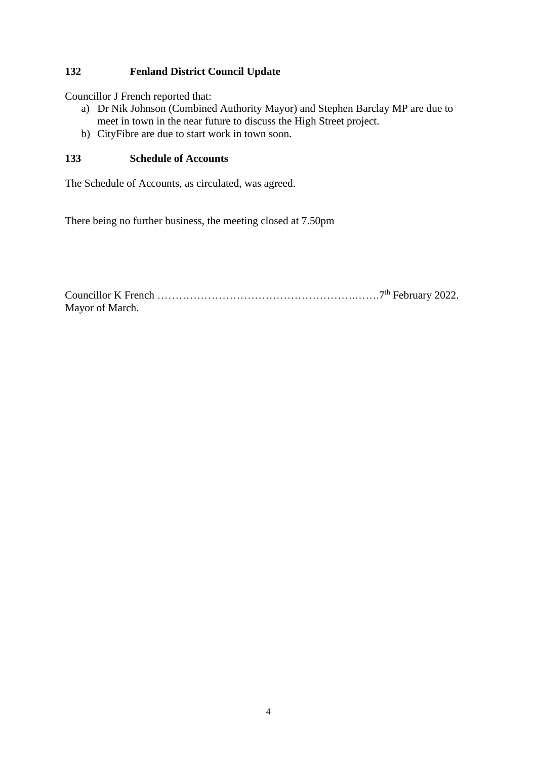**132 Fenland District Council Update**

Councillor J French reported that:

a) Dr Nik Johnson (Combined Authority Mayor) and Stephen Barclay MP are due to meet in town in the near future to discuss the High Street project.
b) CityFibre are due to start work in town soon.

**133 Schedule of Accounts**

The Schedule of Accounts, as circulated, was agreed.

There being no further business, the meeting closed at 7.50pm

Councillor K French ……………………………………………………..…….7th February 2022.
Mayor of March.